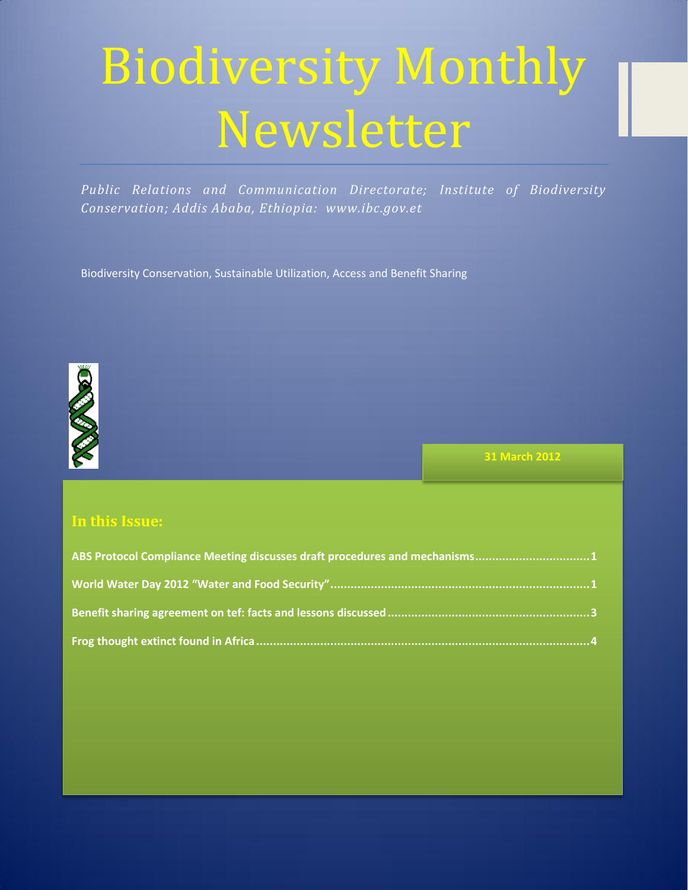# Biodiversity Monthly Newsletter

*Public Relations and Communication Directorate; Institute of Biodiversity Conservation; Addis Ababa, Ethiopia: www.ibc.gov.et*

Biodiversity Conservation, Sustainable Utilization, Access and Benefit Sharing

**31 March 2012**

## In this Issue:

**ABS Protocol Compliance Meeting discusses draft procedures and mechanisms.................................1**

**World Water Day 2012 "Water and Food Security"..........................................................................1**

**Benefit sharing agreement on tef: facts and lessons discussed..........................................................3**

**Frog thought extinct found in Africa................................................................................................4**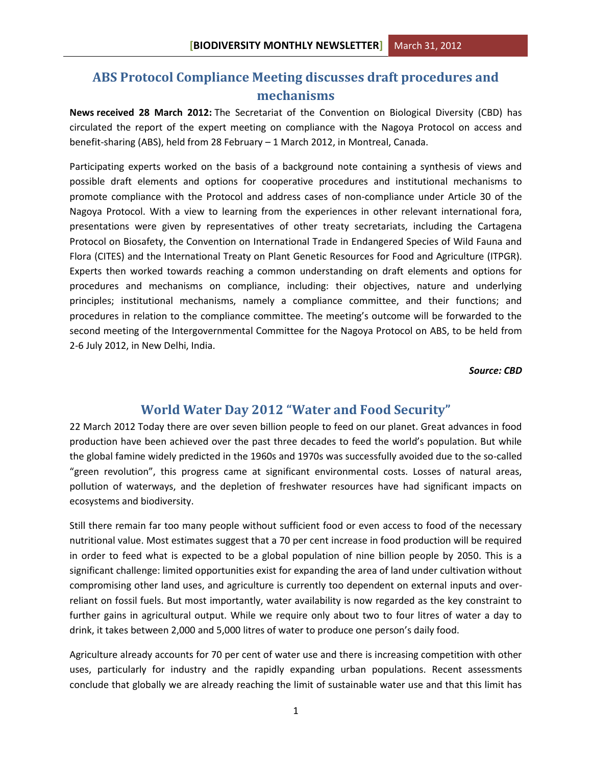## ABS Protocol Compliance Meeting discusses draft procedures and mechanisms

**News received 28 March 2012:** The Secretariat of the Convention on Biological Diversity (CBD) has circulated the report of the expert meeting on compliance with the Nagoya Protocol on access and benefit-sharing (ABS), held from 28 February – 1 March 2012, in Montreal, Canada.

Participating experts worked on the basis of a background note containing a synthesis of views and possible draft elements and options for cooperative procedures and institutional mechanisms to promote compliance with the Protocol and address cases of non-compliance under Article 30 of the Nagoya Protocol. With a view to learning from the experiences in other relevant international fora, presentations were given by representatives of other treaty secretariats, including the Cartagena Protocol on Biosafety, the Convention on International Trade in Endangered Species of Wild Fauna and Flora (CITES) and the International Treaty on Plant Genetic Resources for Food and Agriculture (ITPGR). Experts then worked towards reaching a common understanding on draft elements and options for procedures and mechanisms on compliance, including: their objectives, nature and underlying principles; institutional mechanisms, namely a compliance committee, and their functions; and procedures in relation to the compliance committee. The meeting's outcome will be forwarded to the second meeting of the Intergovernmental Committee for the Nagoya Protocol on ABS, to be held from 2-6 July 2012, in New Delhi, India.

***Source: CBD***

## World Water Day 2012 "Water and Food Security"

22 March 2012 Today there are over seven billion people to feed on our planet. Great advances in food production have been achieved over the past three decades to feed the world's population. But while the global famine widely predicted in the 1960s and 1970s was successfully avoided due to the so-called "green revolution", this progress came at significant environmental costs. Losses of natural areas, pollution of waterways, and the depletion of freshwater resources have had significant impacts on ecosystems and biodiversity.

Still there remain far too many people without sufficient food or even access to food of the necessary nutritional value. Most estimates suggest that a 70 per cent increase in food production will be required in order to feed what is expected to be a global population of nine billion people by 2050. This is a significant challenge: limited opportunities exist for expanding the area of land under cultivation without compromising other land uses, and agriculture is currently too dependent on external inputs and over-reliant on fossil fuels. But most importantly, water availability is now regarded as the key constraint to further gains in agricultural output. While we require only about two to four litres of water a day to drink, it takes between 2,000 and 5,000 litres of water to produce one person's daily food.

Agriculture already accounts for 70 per cent of water use and there is increasing competition with other uses, particularly for industry and the rapidly expanding urban populations. Recent assessments conclude that globally we are already reaching the limit of sustainable water use and that this limit has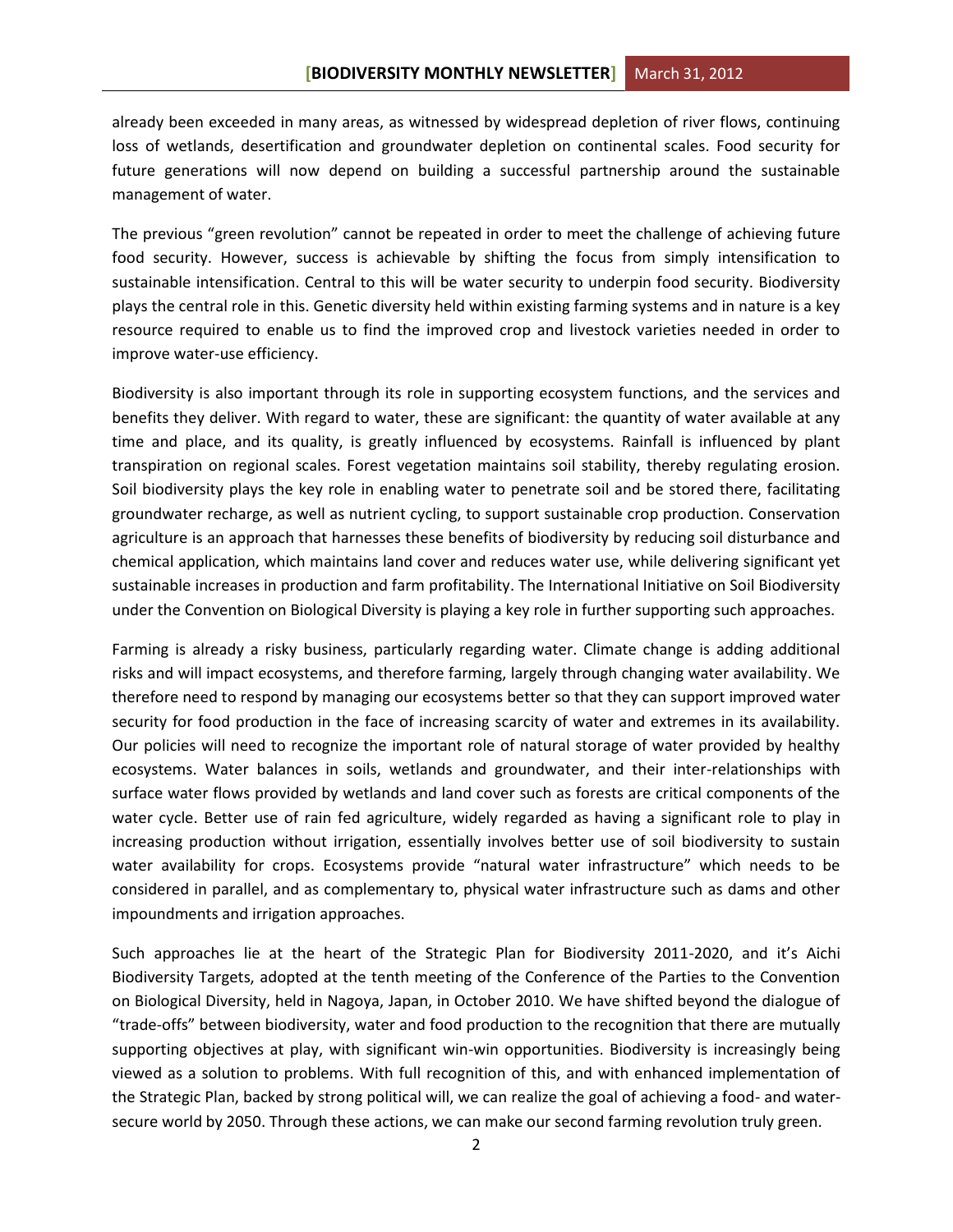already been exceeded in many areas, as witnessed by widespread depletion of river flows, continuing loss of wetlands, desertification and groundwater depletion on continental scales. Food security for future generations will now depend on building a successful partnership around the sustainable management of water.

The previous "green revolution" cannot be repeated in order to meet the challenge of achieving future food security. However, success is achievable by shifting the focus from simply intensification to sustainable intensification. Central to this will be water security to underpin food security. Biodiversity plays the central role in this. Genetic diversity held within existing farming systems and in nature is a key resource required to enable us to find the improved crop and livestock varieties needed in order to improve water-use efficiency.

Biodiversity is also important through its role in supporting ecosystem functions, and the services and benefits they deliver. With regard to water, these are significant: the quantity of water available at any time and place, and its quality, is greatly influenced by ecosystems. Rainfall is influenced by plant transpiration on regional scales. Forest vegetation maintains soil stability, thereby regulating erosion. Soil biodiversity plays the key role in enabling water to penetrate soil and be stored there, facilitating groundwater recharge, as well as nutrient cycling, to support sustainable crop production. Conservation agriculture is an approach that harnesses these benefits of biodiversity by reducing soil disturbance and chemical application, which maintains land cover and reduces water use, while delivering significant yet sustainable increases in production and farm profitability. The International Initiative on Soil Biodiversity under the Convention on Biological Diversity is playing a key role in further supporting such approaches.

Farming is already a risky business, particularly regarding water. Climate change is adding additional risks and will impact ecosystems, and therefore farming, largely through changing water availability. We therefore need to respond by managing our ecosystems better so that they can support improved water security for food production in the face of increasing scarcity of water and extremes in its availability. Our policies will need to recognize the important role of natural storage of water provided by healthy ecosystems. Water balances in soils, wetlands and groundwater, and their inter-relationships with surface water flows provided by wetlands and land cover such as forests are critical components of the water cycle. Better use of rain fed agriculture, widely regarded as having a significant role to play in increasing production without irrigation, essentially involves better use of soil biodiversity to sustain water availability for crops. Ecosystems provide "natural water infrastructure" which needs to be considered in parallel, and as complementary to, physical water infrastructure such as dams and other impoundments and irrigation approaches.

Such approaches lie at the heart of the Strategic Plan for Biodiversity 2011-2020, and it's Aichi Biodiversity Targets, adopted at the tenth meeting of the Conference of the Parties to the Convention on Biological Diversity, held in Nagoya, Japan, in October 2010. We have shifted beyond the dialogue of "trade-offs" between biodiversity, water and food production to the recognition that there are mutually supporting objectives at play, with significant win-win opportunities. Biodiversity is increasingly being viewed as a solution to problems. With full recognition of this, and with enhanced implementation of the Strategic Plan, backed by strong political will, we can realize the goal of achieving a food- and water-secure world by 2050. Through these actions, we can make our second farming revolution truly green.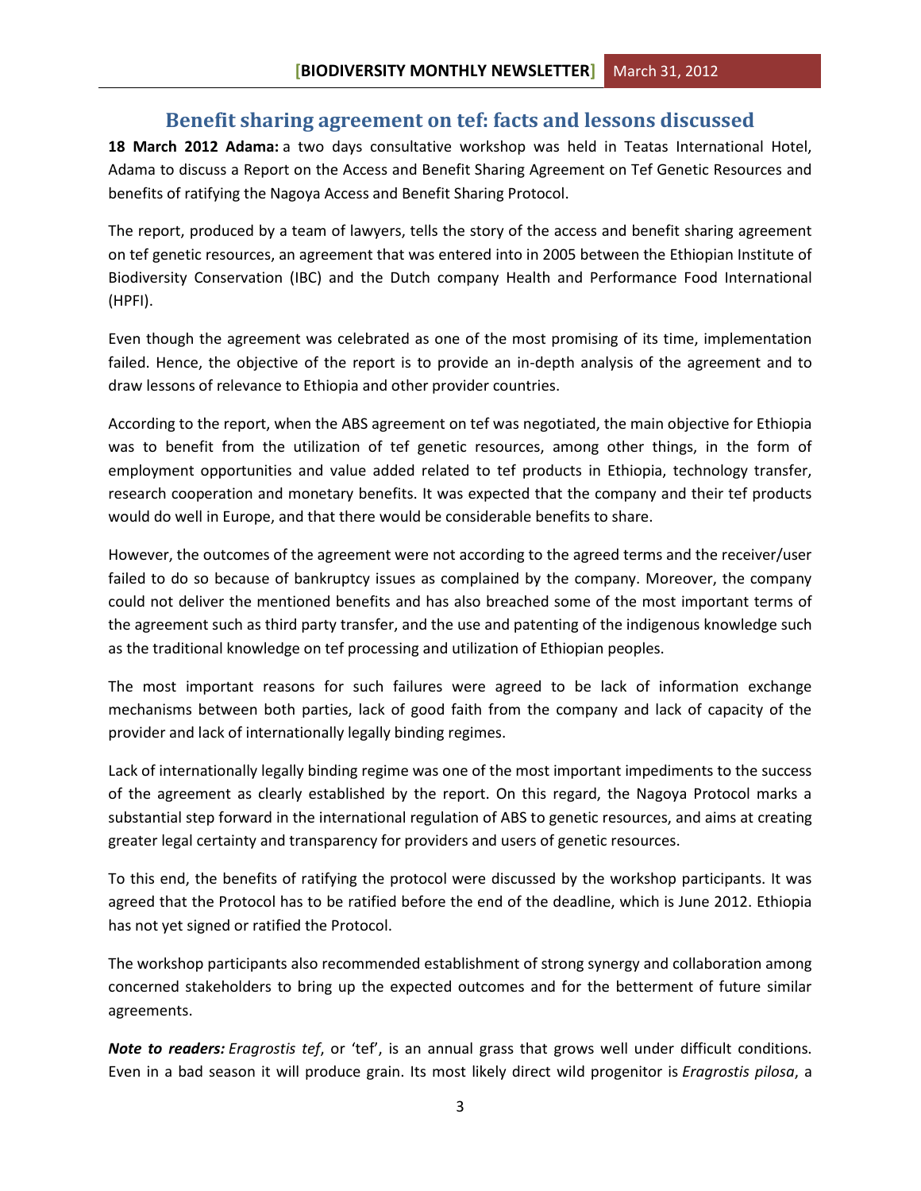## Benefit sharing agreement on tef: facts and lessons discussed

**18 March 2012 Adama:** a two days consultative workshop was held in Teatas International Hotel, Adama to discuss a Report on the Access and Benefit Sharing Agreement on Tef Genetic Resources and benefits of ratifying the Nagoya Access and Benefit Sharing Protocol.

The report, produced by a team of lawyers, tells the story of the access and benefit sharing agreement on tef genetic resources, an agreement that was entered into in 2005 between the Ethiopian Institute of Biodiversity Conservation (IBC) and the Dutch company Health and Performance Food International (HPFI).

Even though the agreement was celebrated as one of the most promising of its time, implementation failed. Hence, the objective of the report is to provide an in-depth analysis of the agreement and to draw lessons of relevance to Ethiopia and other provider countries.

According to the report, when the ABS agreement on tef was negotiated, the main objective for Ethiopia was to benefit from the utilization of tef genetic resources, among other things, in the form of employment opportunities and value added related to tef products in Ethiopia, technology transfer, research cooperation and monetary benefits. It was expected that the company and their tef products would do well in Europe, and that there would be considerable benefits to share.

However, the outcomes of the agreement were not according to the agreed terms and the receiver/user failed to do so because of bankruptcy issues as complained by the company. Moreover, the company could not deliver the mentioned benefits and has also breached some of the most important terms of the agreement such as third party transfer, and the use and patenting of the indigenous knowledge such as the traditional knowledge on tef processing and utilization of Ethiopian peoples.

The most important reasons for such failures were agreed to be lack of information exchange mechanisms between both parties, lack of good faith from the company and lack of capacity of the provider and lack of internationally legally binding regimes.

Lack of internationally legally binding regime was one of the most important impediments to the success of the agreement as clearly established by the report. On this regard, the Nagoya Protocol marks a substantial step forward in the international regulation of ABS to genetic resources, and aims at creating greater legal certainty and transparency for providers and users of genetic resources.

To this end, the benefits of ratifying the protocol were discussed by the workshop participants. It was agreed that the Protocol has to be ratified before the end of the deadline, which is June 2012. Ethiopia has not yet signed or ratified the Protocol.

The workshop participants also recommended establishment of strong synergy and collaboration among concerned stakeholders to bring up the expected outcomes and for the betterment of future similar agreements.

***Note to readers:*** *Eragrostis tef*, or 'tef', is an annual grass that grows well under difficult conditions. Even in a bad season it will produce grain. Its most likely direct wild progenitor is *Eragrostis pilosa*, a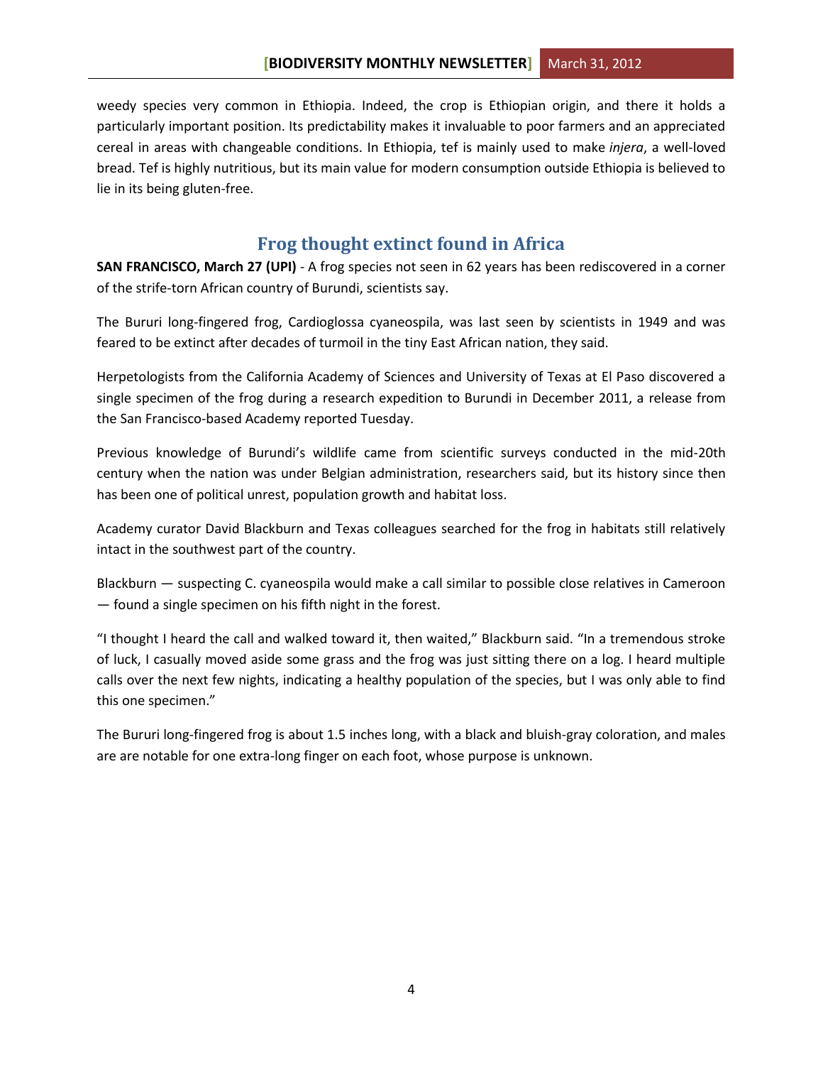weedy species very common in Ethiopia. Indeed, the crop is Ethiopian origin, and there it holds a particularly important position. Its predictability makes it invaluable to poor farmers and an appreciated cereal in areas with changeable conditions. In Ethiopia, tef is mainly used to make *injera*, a well-loved bread. Tef is highly nutritious, but its main value for modern consumption outside Ethiopia is believed to lie in its being gluten-free.

## Frog thought extinct found in Africa

**SAN FRANCISCO, March 27 (UPI)** - A frog species not seen in 62 years has been rediscovered in a corner of the strife-torn African country of Burundi, scientists say.

The Bururi long-fingered frog, Cardioglossa cyaneospila, was last seen by scientists in 1949 and was feared to be extinct after decades of turmoil in the tiny East African nation, they said.

Herpetologists from the California Academy of Sciences and University of Texas at El Paso discovered a single specimen of the frog during a research expedition to Burundi in December 2011, a release from the San Francisco-based Academy reported Tuesday.

Previous knowledge of Burundi's wildlife came from scientific surveys conducted in the mid-20th century when the nation was under Belgian administration, researchers said, but its history since then has been one of political unrest, population growth and habitat loss.

Academy curator David Blackburn and Texas colleagues searched for the frog in habitats still relatively intact in the southwest part of the country.

Blackburn — suspecting C. cyaneospila would make a call similar to possible close relatives in Cameroon — found a single specimen on his fifth night in the forest.

"I thought I heard the call and walked toward it, then waited," Blackburn said. "In a tremendous stroke of luck, I casually moved aside some grass and the frog was just sitting there on a log. I heard multiple calls over the next few nights, indicating a healthy population of the species, but I was only able to find this one specimen."

The Bururi long-fingered frog is about 1.5 inches long, with a black and bluish-gray coloration, and males are are notable for one extra-long finger on each foot, whose purpose is unknown.